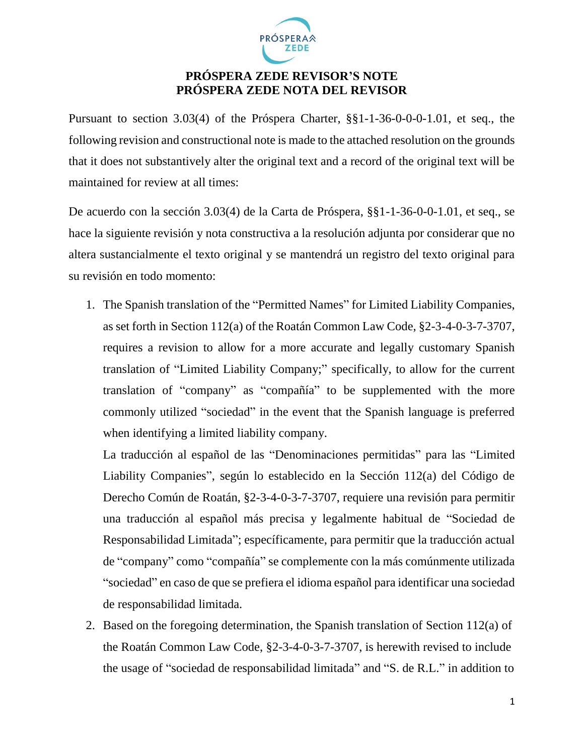# PRÓSPERA ZEDE REVISOR'S NOTE
# PRÓSPERA ZEDE NOTA DEL REVISOR

Pursuant to section 3.03(4) of the Próspera Charter, §§1-1-36-0-0-0-1.01, et seq., the following revision and constructional note is made to the attached resolution on the grounds that it does not substantively alter the original text and a record of the original text will be maintained for review at all times:

De acuerdo con la sección 3.03(4) de la Carta de Próspera, §§1-1-36-0-0-1.01, et seq., se hace la siguiente revisión y nota constructiva a la resolución adjunta por considerar que no altera sustancialmente el texto original y se mantendrá un registro del texto original para su revisión en todo momento:

1. The Spanish translation of the "Permitted Names" for Limited Liability Companies, as set forth in Section 112(a) of the Roatán Common Law Code, §2-3-4-0-3-7-3707, requires a revision to allow for a more accurate and legally customary Spanish translation of "Limited Liability Company;" specifically, to allow for the current translation of "company" as "compañía" to be supplemented with the more commonly utilized "sociedad" in the event that the Spanish language is preferred when identifying a limited liability company.
   La traducción al español de las "Denominaciones permitidas" para las "Limited Liability Companies", según lo establecido en la Sección 112(a) del Código de Derecho Común de Roatán, §2-3-4-0-3-7-3707, requiere una revisión para permitir una traducción al español más precisa y legalmente habitual de "Sociedad de Responsabilidad Limitada"; específicamente, para permitir que la traducción actual de "company" como "compañía" se complemente con la más comúnmente utilizada "sociedad" en caso de que se prefiera el idioma español para identificar una sociedad de responsabilidad limitada.
2. Based on the foregoing determination, the Spanish translation of Section 112(a) of the Roatán Common Law Code, §2-3-4-0-3-7-3707, is herewith revised to include the usage of "sociedad de responsabilidad limitada" and "S. de R.L." in addition to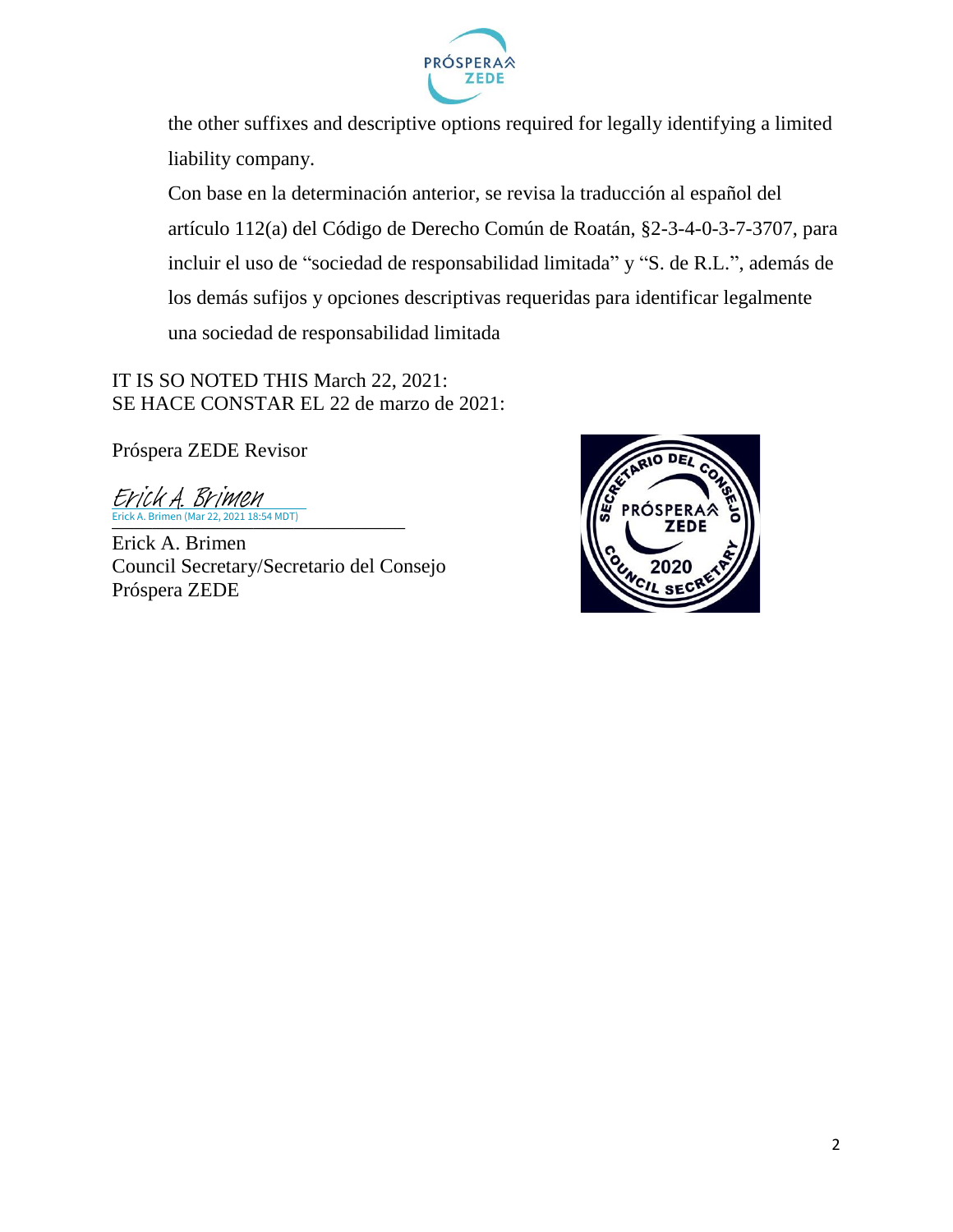the other suffixes and descriptive options required for legally identifying a limited liability company.

Con base en la determinación anterior, se revisa la traducción al español del artículo 112(a) del Código de Derecho Común de Roatán, §2-3-4-0-3-7-3707, para incluir el uso de "sociedad de responsabilidad limitada" y "S. de R.L.", además de los demás sufijos y opciones descriptivas requeridas para identificar legalmente una sociedad de responsabilidad limitada

IT IS SO NOTED THIS March 22, 2021:
SE HACE CONSTAR EL 22 de marzo de 2021:

Próspera ZEDE Revisor

Erick A. Brimen
Erick A. Brimen (Mar 22, 2021 18:54 MDT)

Erick A. Brimen
Council Secretary/Secretario del Consejo
Próspera ZEDE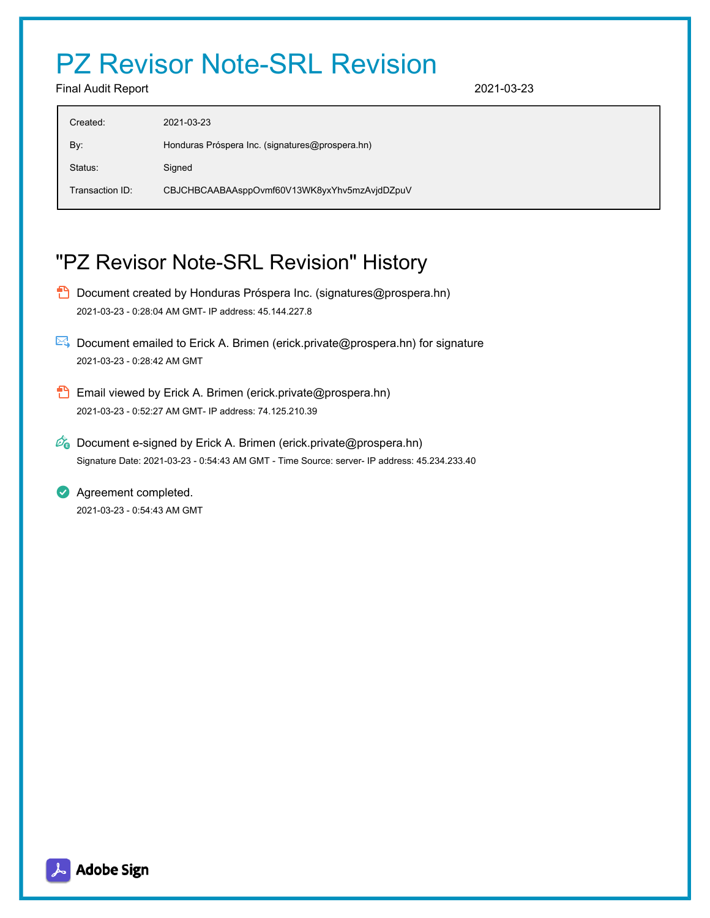# PZ Revisor Note-SRL Revision

Final Audit Report 2021-03-23

| | |
|---|---|
| Created: | 2021-03-23 |
| By: | Honduras Próspera Inc. (signatures@prospera.hn) |
| Status: | Signed |
| Transaction ID: | CBJCHBCAABAAsppOvmf60V13WK8yxYhv5mzAvjdDZpuV |

## "PZ Revisor Note-SRL Revision" History

- Document created by Honduras Próspera Inc. (signatures@prospera.hn)
  2021-03-23 - 0:28:04 AM GMT- IP address: 45.144.227.8

- Document emailed to Erick A. Brimen (erick.private@prospera.hn) for signature
  2021-03-23 - 0:28:42 AM GMT

- Email viewed by Erick A. Brimen (erick.private@prospera.hn)
  2021-03-23 - 0:52:27 AM GMT- IP address: 74.125.210.39

- Document e-signed by Erick A. Brimen (erick.private@prospera.hn)
  Signature Date: 2021-03-23 - 0:54:43 AM GMT - Time Source: server- IP address: 45.234.233.40

- Agreement completed.
  2021-03-23 - 0:54:43 AM GMT

Adobe Sign